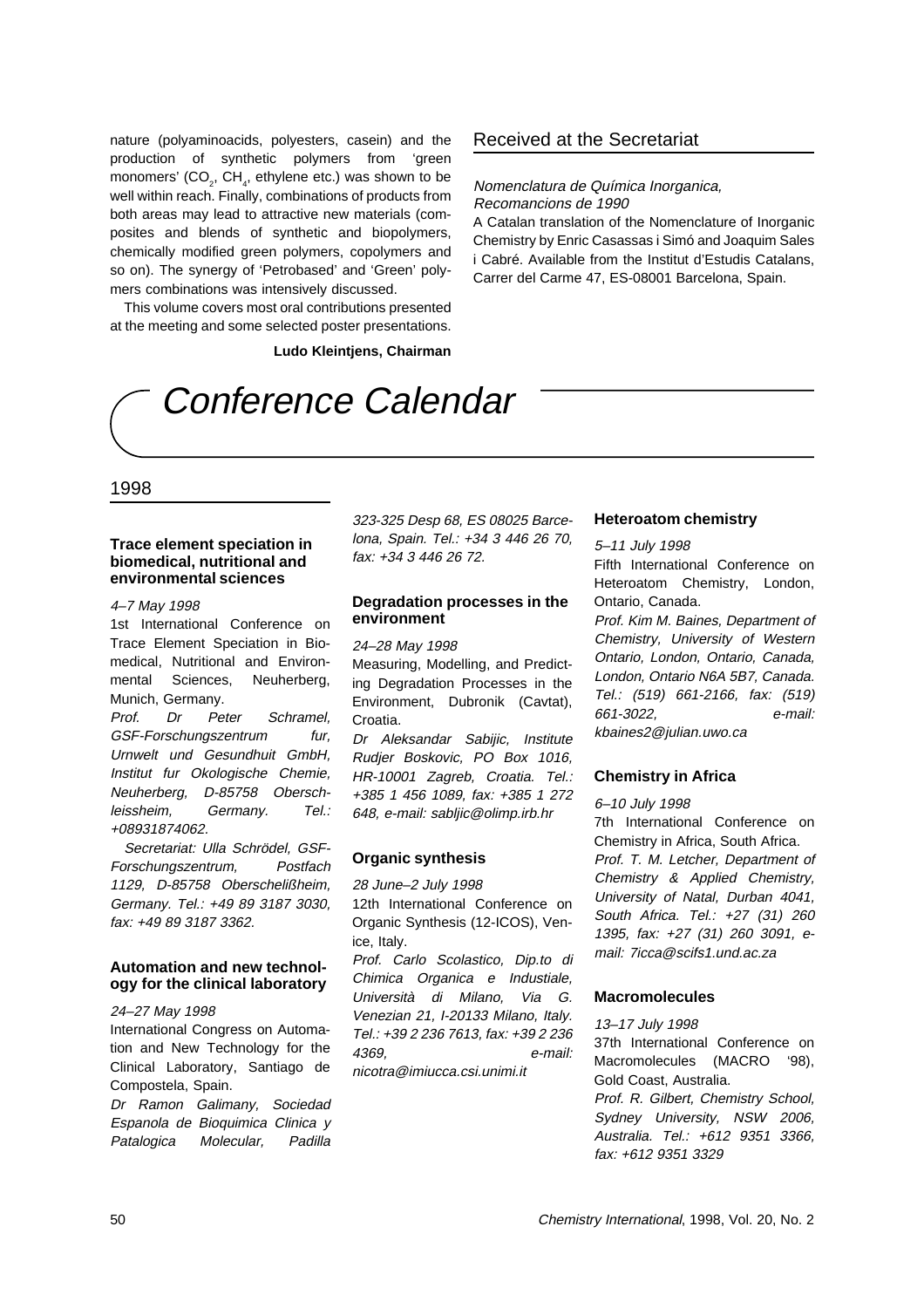nature (polyaminoacids, polyesters, casein) and the production of synthetic polymers from 'green monomers' ($CO_2$, $CH_4$, ethylene etc.) was shown to be well within reach. Finally, combinations of products from both areas may lead to attractive new materials (composites and blends of synthetic and biopolymers, chemically modified green polymers, copolymers and so on). The synergy of 'Petrobased' and 'Green' polymers combinations was intensively discussed.

This volume covers most oral contributions presented at the meeting and some selected poster presentations.

**Ludo Kleintjens, Chairman**

## Received at the Secretariat

*Nomenclatura de Química Inorganica, Recomancions de 1990*

A Catalan translation of the Nomenclature of Inorganic Chemistry by Enric Casassas i Simó and Joaquim Sales i Cabré. Available from the Institut d'Estudis Catalans, Carrer del Carme 47, ES-08001 Barcelona, Spain.

# Conference Calendar

## 1998

### Trace element speciation in biomedical, nutritional and environmental sciences

*4–7 May 1998*

1st International Conference on Trace Element Speciation in Biomedical, Nutritional and Environmental Sciences, Neuherberg, Munich, Germany.

*Prof. Dr Peter Schramel, GSF-Forschungszentrum fur, Urnwelt und Gesundhuit GmbH, Institut fur Okologische Chemie, Neuherberg, D-85758 Oberschleissheim, Germany. Tel.: +08931874062.*

*Secretariat: Ulla Schrödel, GSF-Forschungszentrum, Postfach 1129, D-85758 Oberschelißheim, Germany. Tel.: +49 89 3187 3030, fax: +49 89 3187 3362.*

### Automation and new technology for the clinical laboratory

*24–27 May 1998*

International Congress on Automation and New Technology for the Clinical Laboratory, Santiago de Compostela, Spain.

*Dr Ramon Galimany, Sociedad Espanola de Bioquimica Clinica y Patalogica Molecular, Padilla 323-325 Desp 68, ES 08025 Barcelona, Spain. Tel.: +34 3 446 26 70, fax: +34 3 446 26 72.*

### Degradation processes in the environment

*24–28 May 1998*

Measuring, Modelling, and Predicting Degradation Processes in the Environment, Dubronik (Cavtat), Croatia.

*Dr Aleksandar Sabijic, Institute Rudjer Boskovic, PO Box 1016, HR-10001 Zagreb, Croatia. Tel.: +385 1 456 1089, fax: +385 1 272 648, e-mail: sabljic@olimp.irb.hr*

### Organic synthesis

*28 June–2 July 1998*

12th International Conference on Organic Synthesis (12-ICOS), Venice, Italy.

*Prof. Carlo Scolastico, Dip.to di Chimica Organica e Industiale, Università di Milano, Via G. Venezian 21, I-20133 Milano, Italy. Tel.: +39 2 236 7613, fax: +39 2 236 4369, e-mail: nicotra@imiucca.csi.unimi.it*

### Heteroatom chemistry

*5–11 July 1998*

Fifth International Conference on Heteroatom Chemistry, London, Ontario, Canada.

*Prof. Kim M. Baines, Department of Chemistry, University of Western Ontario, London, Ontario, Canada, London, Ontario N6A 5B7, Canada. Tel.: (519) 661-2166, fax: (519) 661-3022, e-mail: kbaines2@julian.uwo.ca*

### Chemistry in Africa

*6–10 July 1998*

7th International Conference on Chemistry in Africa, South Africa.

*Prof. T. M. Letcher, Department of Chemistry & Applied Chemistry, University of Natal, Durban 4041, South Africa. Tel.: +27 (31) 260 1395, fax: +27 (31) 260 3091, e-mail: 7icca@scifs1.und.ac.za*

### Macromolecules

*13–17 July 1998*

37th International Conference on Macromolecules (MACRO '98), Gold Coast, Australia.

*Prof. R. Gilbert, Chemistry School, Sydney University, NSW 2006, Australia. Tel.: +612 9351 3366, fax: +612 9351 3329*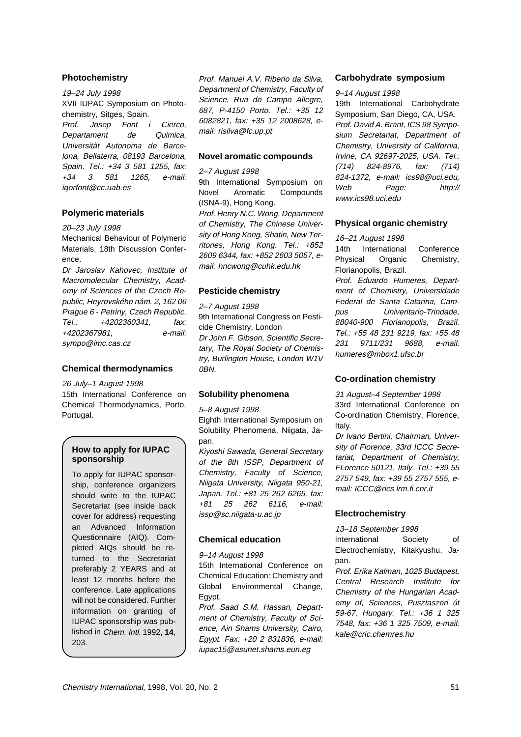### Photochemistry

*19–24 July 1998*

XVII IUPAC Symposium on Photochemistry, Sitges, Spain.

*Prof. Josep Font i Cierco, Departament de Quimica, Universitàt Autonoma de Barcelona, Bellaterra, 08193 Barcelona, Spain. Tel.: +34 3 581 1255, fax: +34 3 581 1265, e-mail: iqorfont@cc.uab.es*

### Polymeric materials

*20–23 July 1998*

Mechanical Behaviour of Polymeric Materials, 18th Discussion Conference.

*Dr Jaroslav Kahovec, Institute of Macromolecular Chemistry, Academy of Sciences of the Czech Republic, Heyrovského nám. 2, 162 06 Prague 6 - Petriny, Czech Republic. Tel.: +4202360341, fax: +4202367981, e-mail: sympo@imc.cas.cz*

### Chemical thermodynamics

*26 July–1 August 1998*

15th International Conference on Chemical Thermodynamics, Porto, Portugal.

*Prof. Manuel A.V. Riberio da Silva, Department of Chemistry, Faculty of Science, Rua do Campo Allegre, 687, P-4150 Porto. Tel.: +35 12 6082821, fax: +35 12 2008628, e-mail: risilva@fc.up.pt*

### How to apply for IUPAC sponsorship

To apply for IUPAC sponsorship, conference organizers should write to the IUPAC Secretariat (see inside back cover for address) requesting an Advanced Information Questionnaire (AIQ). Completed AIQs should be returned to the Secretariat preferably 2 YEARS and at least 12 months before the conference. Late applications will not be considered. Further information on granting of IUPAC sponsorship was published in *Chem. Intl.* 1992, **14**, 203.

### Novel aromatic compounds

*2–7 August 1998*

9th International Symposium on Novel Aromatic Compounds (ISNA-9), Hong Kong.

*Prof. Henry N.C. Wong, Department of Chemistry, The Chinese University of Hong Kong, Shatin, New Territories, Hong Kong. Tel.: +852 2609 6344, fax: +852 2603 5057, e-mail: hncwong@cuhk.edu.hk*

### Pesticide chemistry

*2–7 August 1998*

9th International Congress on Pesticide Chemistry, London

*Dr John F. Gibson, Scientific Secretary, The Royal Society of Chemistry, Burlington House, London W1V 0BN.*

### Solubility phenomena

*5–8 August 1998*

Eighth International Symposium on Solubility Phenomena, Niigata, Japan.

*Kiyoshi Sawada, General Secretary of the 8th ISSP, Department of Chemistry, Faculty of Science, Niigata University, Niigata 950-21, Japan. Tel.: +81 25 262 6265, fax: +81 25 262 6116, e-mail: issp@sc.niigata-u.ac.jp*

### Chemical education

*9–14 August 1998*

15th International Conference on Chemical Education: Chemistry and Global Environmental Change, Egypt.

*Prof. Saad S.M. Hassan, Department of Chemistry, Faculty of Science, Ain Shams University, Cairo, Egypt. Fax: +20 2 831836, e-mail: iupac15@asunet.shams.eun.eg*

### Carbohydrate symposium

*9–14 August 1998*

19th International Carbohydrate Symposium, San Diego, CA, USA.

*Prof. David A. Brant, ICS 98 Symposium Secretariat, Department of Chemistry, University of California, Irvine, CA 92697-2025, USA. Tel.: (714) 824-8976, fax: (714) 824-1372, e-mail: ics98@uci.edu, Web Page: http://www.ics98.uci.edu*

### Physical organic chemistry

*16–21 August 1998*

14th International Conference Physical Organic Chemistry, Florianopolis, Brazil.

*Prof. Eduardo Humeres, Department of Chemistry, Universidade Federal de Santa Catarina, Campus Univeritario-Trindade, 88040-900 Florianopolis, Brazil. Tel.: +55 48 231 9219, fax: +55 48 231 9711/231 9688, e-mail: humeres@mbox1.ufsc.br*

### Co-ordination chemistry

*31 August–4 September 1998*

33rd International Conference on Co-ordination Chemistry, Florence, Italy.

*Dr Ivano Bertini, Chairman, University of Florence, 33rd ICCC Secretariat, Department of Chemistry, FLorence 50121, Italy. Tel.: +39 55 2757 549, fax: +39 55 2757 555, e-mail: ICCC@rics.lrm.fi.cnr.it*

### Electrochemistry

*13–18 September 1998*

International Society of Electrochemistry, Kitakyushu, Japan.

*Prof. Erika Kalman, 1025 Budapest, Central Research Institute for Chemistry of the Hungarian Academy of, Sciences, Pusztaszeri út 59-67, Hungary. Tel.: +36 1 325 7548, fax: +36 1 325 7509, e-mail: kale@cric.chemres.hu*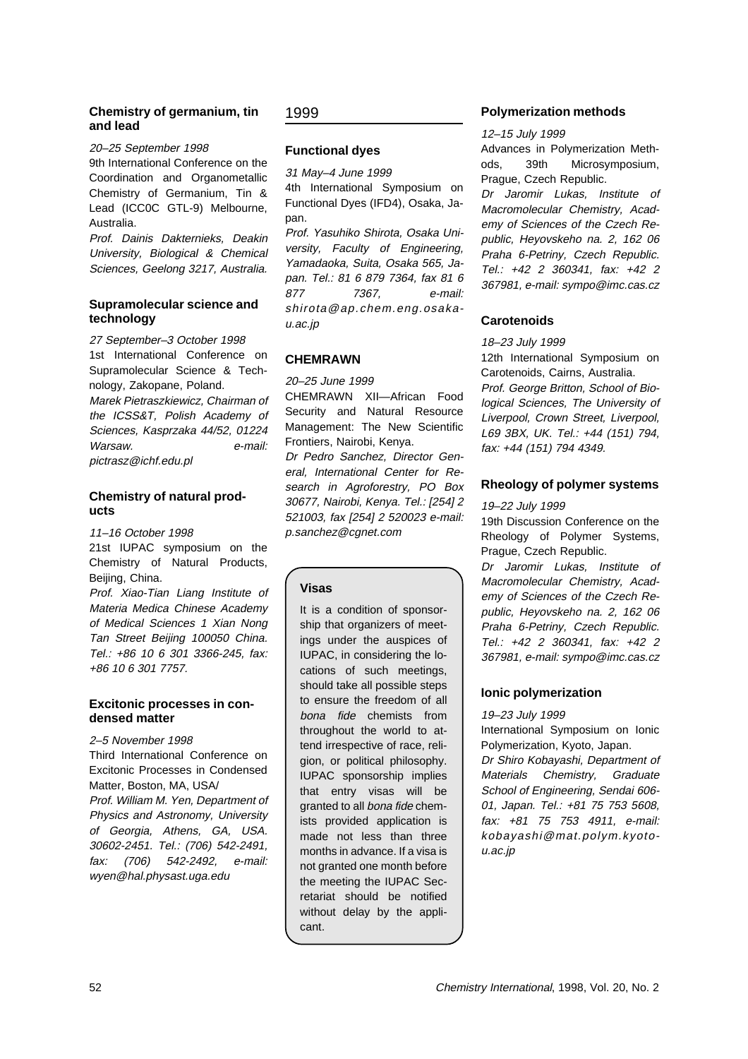### Chemistry of germanium, tin and lead

*20–25 September 1998*

9th International Conference on the Coordination and Organometallic Chemistry of Germanium, Tin & Lead (ICC0C GTL-9) Melbourne, Australia.

*Prof. Dainis Dakternieks, Deakin University, Biological & Chemical Sciences, Geelong 3217, Australia.*

### Supramolecular science and technology

*27 September–3 October 1998*

1st International Conference on Supramolecular Science & Technology, Zakopane, Poland.

*Marek Pietraszkiewicz, Chairman of the ICSS&T, Polish Academy of Sciences, Kasprzaka 44/52, 01224 Warsaw. e-mail: pictrasz@ichf.edu.pl*

### Chemistry of natural products

*11–16 October 1998*

21st IUPAC symposium on the Chemistry of Natural Products, Beijing, China.

*Prof. Xiao-Tian Liang Institute of Materia Medica Chinese Academy of Medical Sciences 1 Xian Nong Tan Street Beijing 100050 China. Tel.: +86 10 6 301 3366-245, fax: +86 10 6 301 7757.*

### Excitonic processes in condensed matter

*2–5 November 1998*

Third International Conference on Excitonic Processes in Condensed Matter, Boston, MA, USA/

*Prof. William M. Yen, Department of Physics and Astronomy, University of Georgia, Athens, GA, USA. 30602-2451. Tel.: (706) 542-2491, fax: (706) 542-2492, e-mail: wyen@hal.physast.uga.edu*

## 1999

### Functional dyes

*31 May–4 June 1999*

4th International Symposium on Functional Dyes (IFD4), Osaka, Japan.

*Prof. Yasuhiko Shirota, Osaka University, Faculty of Engineering, Yamadaoka, Suita, Osaka 565, Japan. Tel.: 81 6 879 7364, fax 81 6 877 7367, e-mail: shirota@ap.chem.eng.osaka-u.ac.jp*

### CHEMRAWN

*20–25 June 1999*

CHEMRAWN XII—African Food Security and Natural Resource Management: The New Scientific Frontiers, Nairobi, Kenya.

*Dr Pedro Sanchez, Director General, International Center for Research in Agroforestry, PO Box 30677, Nairobi, Kenya. Tel.: [254] 2 521003, fax [254] 2 520023 e-mail: p.sanchez@cgnet.com*

### Visas

It is a condition of sponsorship that organizers of meetings under the auspices of IUPAC, in considering the locations of such meetings, should take all possible steps to ensure the freedom of all *bona fide* chemists from throughout the world to attend irrespective of race, religion, or political philosophy. IUPAC sponsorship implies that entry visas will be granted to all *bona fide* chemists provided application is made not less than three months in advance. If a visa is not granted one month before the meeting the IUPAC Secretariat should be notified without delay by the applicant.

### Polymerization methods

*12–15 July 1999*

Advances in Polymerization Methods, 39th Microsymposium, Prague, Czech Republic.

*Dr Jaromir Lukas, Institute of Macromolecular Chemistry, Academy of Sciences of the Czech Republic, Heyovskeho na. 2, 162 06 Praha 6-Petriny, Czech Republic. Tel.: +42 2 360341, fax: +42 2 367981, e-mail: sympo@imc.cas.cz*

### Carotenoids

*18–23 July 1999*

12th International Symposium on Carotenoids, Cairns, Australia.

*Prof. George Britton, School of Biological Sciences, The University of Liverpool, Crown Street, Liverpool, L69 3BX, UK. Tel.: +44 (151) 794, fax: +44 (151) 794 4349.*

### Rheology of polymer systems

*19–22 July 1999*

19th Discussion Conference on the Rheology of Polymer Systems, Prague, Czech Republic.

*Dr Jaromir Lukas, Institute of Macromolecular Chemistry, Academy of Sciences of the Czech Republic, Heyovskeho na. 2, 162 06 Praha 6-Petriny, Czech Republic. Tel.: +42 2 360341, fax: +42 2 367981, e-mail: sympo@imc.cas.cz*

### Ionic polymerization

*19–23 July 1999*

International Symposium on Ionic Polymerization, Kyoto, Japan.

*Dr Shiro Kobayashi, Department of Materials Chemistry, Graduate School of Engineering, Sendai 606-01, Japan. Tel.: +81 75 753 5608, fax: +81 75 753 4911, e-mail: kobayashi@mat.polym.kyoto-u.ac.jp*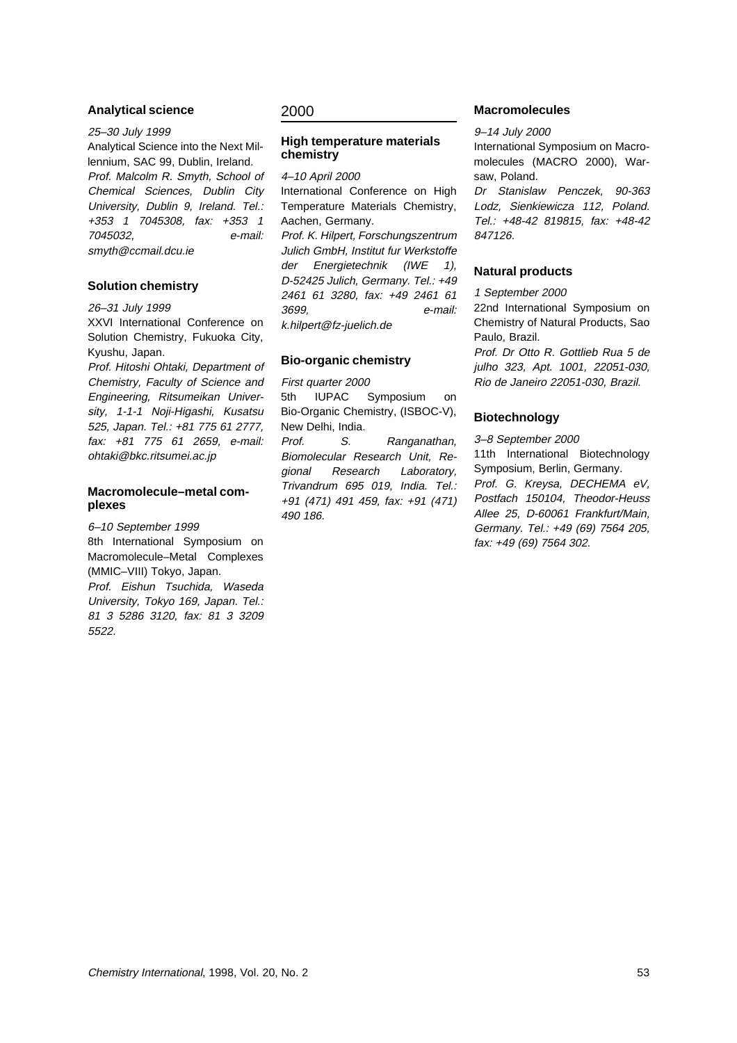### Analytical science

*25–30 July 1999*

Analytical Science into the Next Millennium, SAC 99, Dublin, Ireland.

*Prof. Malcolm R. Smyth, School of Chemical Sciences, Dublin City University, Dublin 9, Ireland. Tel.: +353 1 7045308, fax: +353 1 7045032, e-mail: smyth@ccmail.dcu.ie*

### Solution chemistry

*26–31 July 1999*

XXVI International Conference on Solution Chemistry, Fukuoka City, Kyushu, Japan.

*Prof. Hitoshi Ohtaki, Department of Chemistry, Faculty of Science and Engineering, Ritsumeikan University, 1-1-1 Noji-Higashi, Kusatsu 525, Japan. Tel.: +81 775 61 2777, fax: +81 775 61 2659, e-mail: ohtaki@bkc.ritsumei.ac.jp*

### Macromolecule–metal complexes

*6–10 September 1999*

8th International Symposium on Macromolecule–Metal Complexes (MMIC–VIII) Tokyo, Japan.

*Prof. Eishun Tsuchida, Waseda University, Tokyo 169, Japan. Tel.: 81 3 5286 3120, fax: 81 3 3209 5522.*

## 2000

### High temperature materials chemistry

*4–10 April 2000*

International Conference on High Temperature Materials Chemistry, Aachen, Germany.

*Prof. K. Hilpert, Forschungszentrum Julich GmbH, Institut fur Werkstoffe der Energietechnik (IWE 1), D-52425 Julich, Germany. Tel.: +49 2461 61 3280, fax: +49 2461 61 3699, e-mail: k.hilpert@fz-juelich.de*

### Bio-organic chemistry

*First quarter 2000*

5th IUPAC Symposium on Bio-Organic Chemistry, (ISBOC-V), New Delhi, India.

*Prof. S. Ranganathan, Biomolecular Research Unit, Regional Research Laboratory, Trivandrum 695 019, India. Tel.: +91 (471) 491 459, fax: +91 (471) 490 186.*

### Macromolecules

*9–14 July 2000*

International Symposium on Macromolecules (MACRO 2000), Warsaw, Poland.

*Dr Stanislaw Penczek, 90-363 Lodz, Sienkiewicza 112, Poland. Tel.: +48-42 819815, fax: +48-42 847126.*

### Natural products

*1 September 2000*

22nd International Symposium on Chemistry of Natural Products, Sao Paulo, Brazil.

*Prof. Dr Otto R. Gottlieb Rua 5 de julho 323, Apt. 1001, 22051-030, Rio de Janeiro 22051-030, Brazil.*

### Biotechnology

*3–8 September 2000*

11th International Biotechnology Symposium, Berlin, Germany.

*Prof. G. Kreysa, DECHEMA eV, Postfach 150104, Theodor-Heuss Allee 25, D-60061 Frankfurt/Main, Germany. Tel.: +49 (69) 7564 205, fax: +49 (69) 7564 302.*